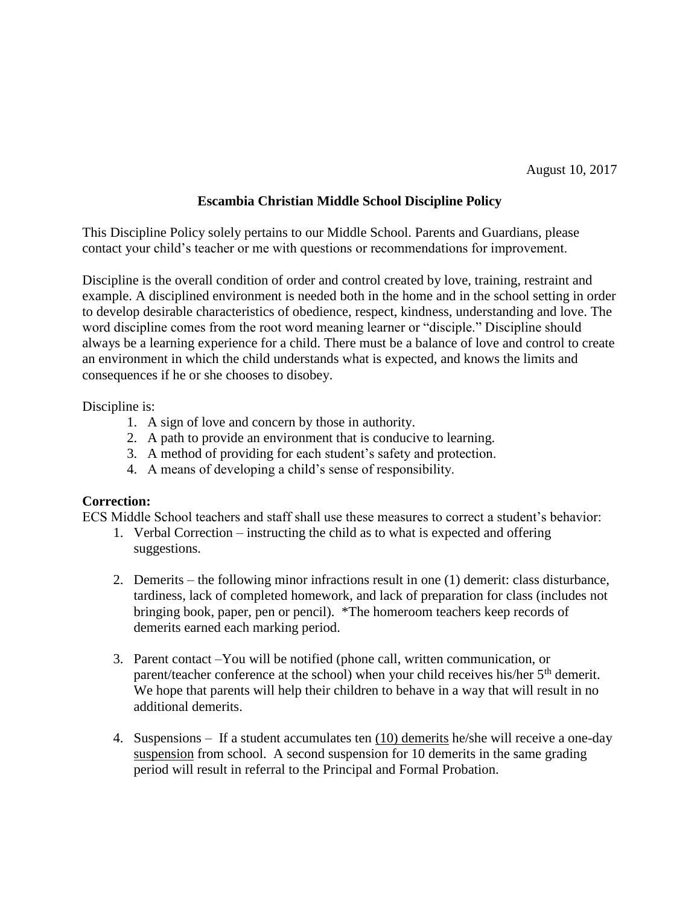August 10, 2017

# Escambia Christian Middle School Discipline Policy

This Discipline Policy solely pertains to our Middle School. Parents and Guardians, please contact your child's teacher or me with questions or recommendations for improvement.

Discipline is the overall condition of order and control created by love, training, restraint and example. A disciplined environment is needed both in the home and in the school setting in order to develop desirable characteristics of obedience, respect, kindness, understanding and love. The word discipline comes from the root word meaning learner or "disciple." Discipline should always be a learning experience for a child. There must be a balance of love and control to create an environment in which the child understands what is expected, and knows the limits and consequences if he or she chooses to disobey.

Discipline is:

1. A sign of love and concern by those in authority.
2. A path to provide an environment that is conducive to learning.
3. A method of providing for each student's safety and protection.
4. A means of developing a child's sense of responsibility.

**Correction:**

ECS Middle School teachers and staff shall use these measures to correct a student's behavior:

1. Verbal Correction – instructing the child as to what is expected and offering suggestions.

2. Demerits – the following minor infractions result in one (1) demerit: class disturbance, tardiness, lack of completed homework, and lack of preparation for class (includes not bringing book, paper, pen or pencil). *The homeroom teachers keep records of demerits earned each marking period.

3. Parent contact –You will be notified (phone call, written communication, or parent/teacher conference at the school) when your child receives his/her 5th demerit. We hope that parents will help their children to behave in a way that will result in no additional demerits.

4. Suspensions – If a student accumulates ten (10) demerits he/she will receive a one-day suspension from school. A second suspension for 10 demerits in the same grading period will result in referral to the Principal and Formal Probation.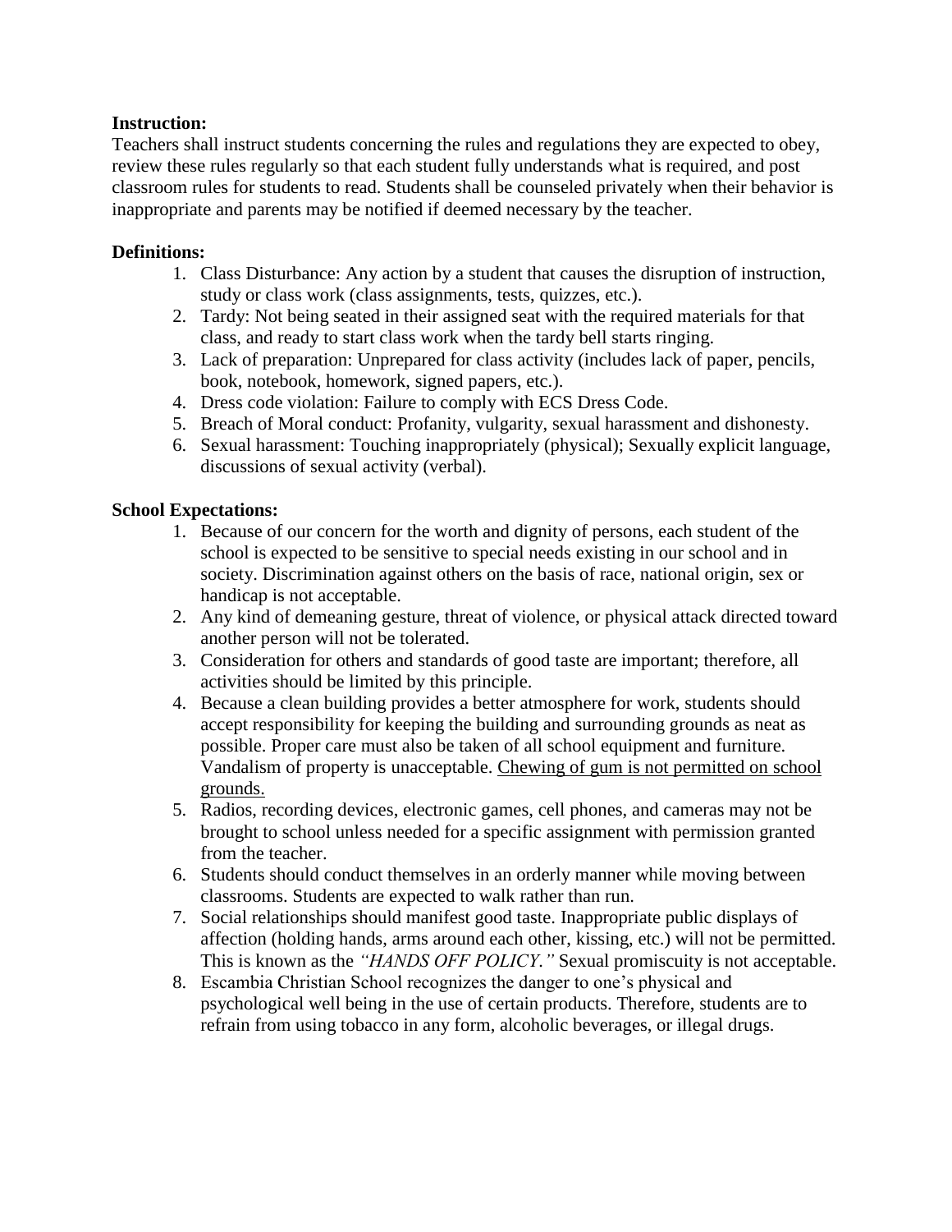**Instruction:**

Teachers shall instruct students concerning the rules and regulations they are expected to obey, review these rules regularly so that each student fully understands what is required, and post classroom rules for students to read. Students shall be counseled privately when their behavior is inappropriate and parents may be notified if deemed necessary by the teacher.

**Definitions:**

1. Class Disturbance: Any action by a student that causes the disruption of instruction, study or class work (class assignments, tests, quizzes, etc.).
2. Tardy: Not being seated in their assigned seat with the required materials for that class, and ready to start class work when the tardy bell starts ringing.
3. Lack of preparation: Unprepared for class activity (includes lack of paper, pencils, book, notebook, homework, signed papers, etc.).
4. Dress code violation: Failure to comply with ECS Dress Code.
5. Breach of Moral conduct: Profanity, vulgarity, sexual harassment and dishonesty.
6. Sexual harassment: Touching inappropriately (physical); Sexually explicit language, discussions of sexual activity (verbal).

**School Expectations:**

1. Because of our concern for the worth and dignity of persons, each student of the school is expected to be sensitive to special needs existing in our school and in society. Discrimination against others on the basis of race, national origin, sex or handicap is not acceptable.
2. Any kind of demeaning gesture, threat of violence, or physical attack directed toward another person will not be tolerated.
3. Consideration for others and standards of good taste are important; therefore, all activities should be limited by this principle.
4. Because a clean building provides a better atmosphere for work, students should accept responsibility for keeping the building and surrounding grounds as neat as possible. Proper care must also be taken of all school equipment and furniture. Vandalism of property is unacceptable. Chewing of gum is not permitted on school grounds.
5. Radios, recording devices, electronic games, cell phones, and cameras may not be brought to school unless needed for a specific assignment with permission granted from the teacher.
6. Students should conduct themselves in an orderly manner while moving between classrooms. Students are expected to walk rather than run.
7. Social relationships should manifest good taste. Inappropriate public displays of affection (holding hands, arms around each other, kissing, etc.) will not be permitted. This is known as the *"HANDS OFF POLICY."* Sexual promiscuity is not acceptable.
8. Escambia Christian School recognizes the danger to one's physical and psychological well being in the use of certain products. Therefore, students are to refrain from using tobacco in any form, alcoholic beverages, or illegal drugs.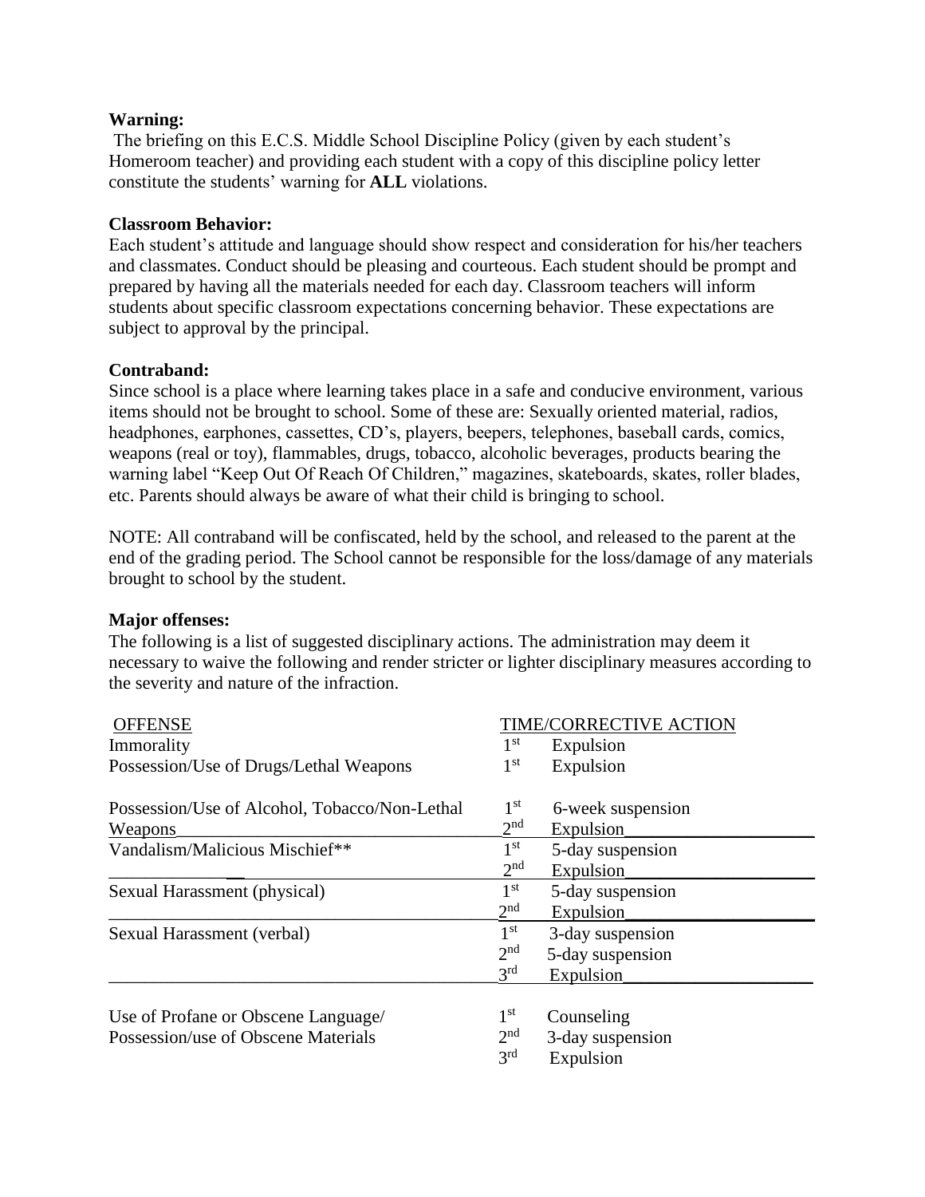**Warning:**

The briefing on this E.C.S. Middle School Discipline Policy (given by each student's Homeroom teacher) and providing each student with a copy of this discipline policy letter constitute the students' warning for **ALL** violations.

**Classroom Behavior:**

Each student's attitude and language should show respect and consideration for his/her teachers and classmates. Conduct should be pleasing and courteous. Each student should be prompt and prepared by having all the materials needed for each day. Classroom teachers will inform students about specific classroom expectations concerning behavior. These expectations are subject to approval by the principal.

**Contraband:**

Since school is a place where learning takes place in a safe and conducive environment, various items should not be brought to school. Some of these are: Sexually oriented material, radios, headphones, earphones, cassettes, CD's, players, beepers, telephones, baseball cards, comics, weapons (real or toy), flammables, drugs, tobacco, alcoholic beverages, products bearing the warning label "Keep Out Of Reach Of Children," magazines, skateboards, skates, roller blades, etc. Parents should always be aware of what their child is bringing to school.

NOTE: All contraband will be confiscated, held by the school, and released to the parent at the end of the grading period. The School cannot be responsible for the loss/damage of any materials brought to school by the student.

**Major offenses:**

The following is a list of suggested disciplinary actions. The administration may deem it necessary to waive the following and render stricter or lighter disciplinary measures according to the severity and nature of the infraction.

| OFFENSE | TIME/CORRECTIVE ACTION | |
|---|---|---|
| Immorality | 1st | Expulsion |
| Possession/Use of Drugs/Lethal Weapons | 1st | Expulsion |
| Possession/Use of Alcohol, Tobacco/Non-Lethal Weapons | 1st | 6-week suspension |
| | 2nd | Expulsion |
| Vandalism/Malicious Mischief** | 1st | 5-day suspension |
| | 2nd | Expulsion |
| Sexual Harassment (physical) | 1st | 5-day suspension |
| | 2nd | Expulsion |
| Sexual Harassment (verbal) | 1st | 3-day suspension |
| | 2nd | 5-day suspension |
| | 3rd | Expulsion |
| Use of Profane or Obscene Language/ Possession/use of Obscene Materials | 1st | Counseling |
| | 2nd | 3-day suspension |
| | 3rd | Expulsion |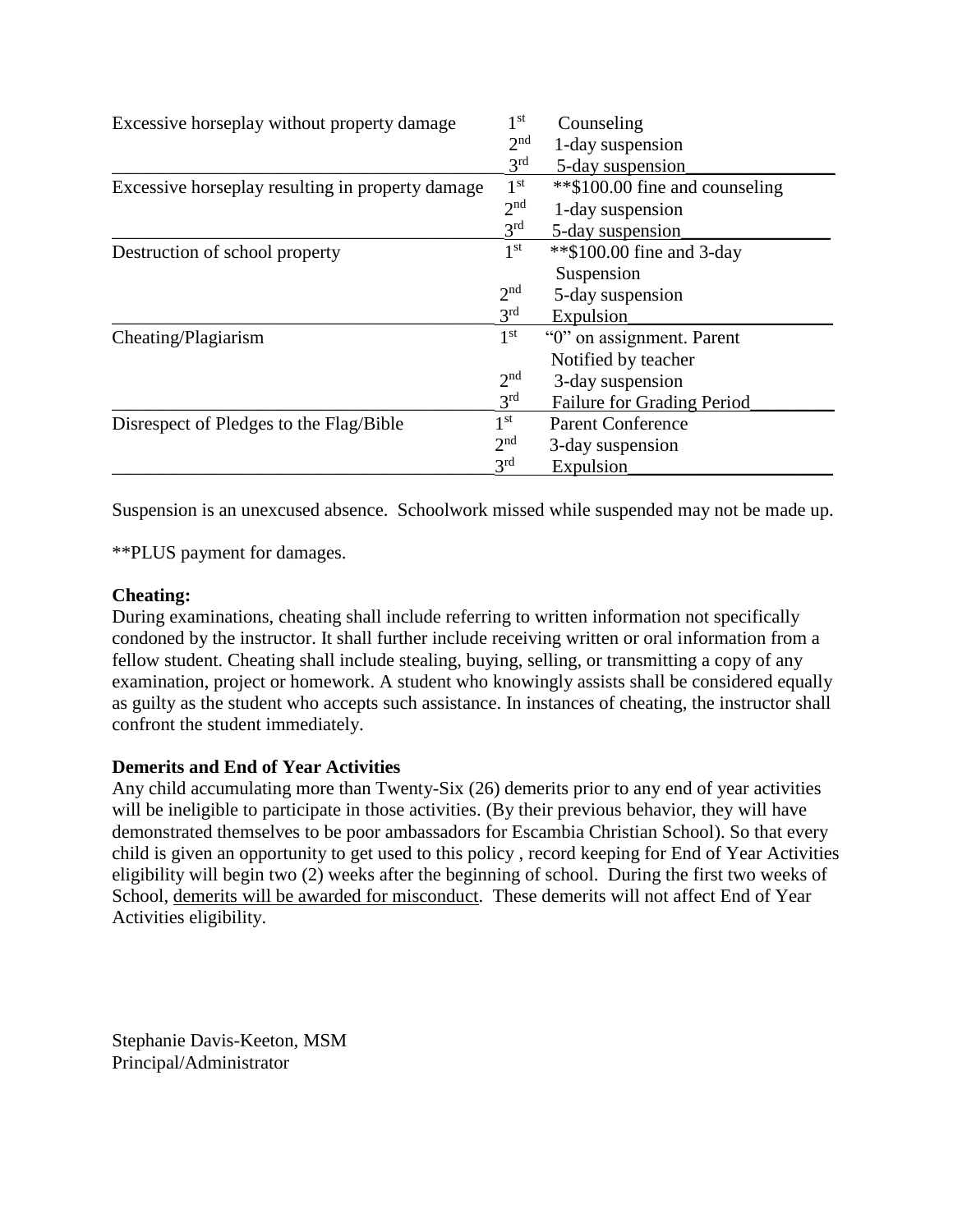| | | |
|---|---|---|
| Excessive horseplay without property damage | 1st | Counseling |
| | 2nd | 1-day suspension |
| | 3rd | 5-day suspension |
| Excessive horseplay resulting in property damage | 1st | **$100.00 fine and counseling |
| | 2nd | 1-day suspension |
| | 3rd | 5-day suspension |
| Destruction of school property | 1st | **$100.00 fine and 3-day Suspension |
| | 2nd | 5-day suspension |
| | 3rd | Expulsion |
| Cheating/Plagiarism | 1st | "0" on assignment. Parent Notified by teacher |
| | 2nd | 3-day suspension |
| | 3rd | Failure for Grading Period |
| Disrespect of Pledges to the Flag/Bible | 1st | Parent Conference |
| | 2nd | 3-day suspension |
| | 3rd | Expulsion |

Suspension is an unexcused absence. Schoolwork missed while suspended may not be made up.

**PLUS payment for damages.

**Cheating:**
During examinations, cheating shall include referring to written information not specifically condoned by the instructor. It shall further include receiving written or oral information from a fellow student. Cheating shall include stealing, buying, selling, or transmitting a copy of any examination, project or homework. A student who knowingly assists shall be considered equally as guilty as the student who accepts such assistance. In instances of cheating, the instructor shall confront the student immediately.

**Demerits and End of Year Activities**
Any child accumulating more than Twenty-Six (26) demerits prior to any end of year activities will be ineligible to participate in those activities. (By their previous behavior, they will have demonstrated themselves to be poor ambassadors for Escambia Christian School). So that every child is given an opportunity to get used to this policy , record keeping for End of Year Activities eligibility will begin two (2) weeks after the beginning of school. During the first two weeks of School, demerits will be awarded for misconduct. These demerits will not affect End of Year Activities eligibility.

Stephanie Davis-Keeton, MSM
Principal/Administrator